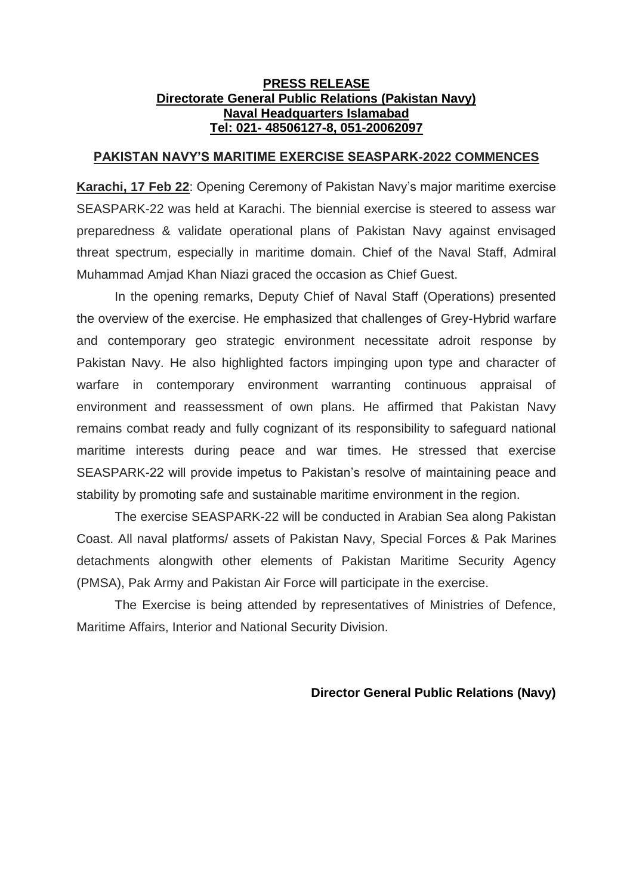**PRESS RELEASE**
**Directorate General Public Relations (Pakistan Navy)**
**Naval Headquarters Islamabad**
**Tel: 021- 48506127-8, 051-20062097**

## PAKISTAN NAVY'S MARITIME EXERCISE SEASPARK-2022 COMMENCES

**Karachi, 17 Feb 22**: Opening Ceremony of Pakistan Navy's major maritime exercise SEASPARK-22 was held at Karachi. The biennial exercise is steered to assess war preparedness & validate operational plans of Pakistan Navy against envisaged threat spectrum, especially in maritime domain. Chief of the Naval Staff, Admiral Muhammad Amjad Khan Niazi graced the occasion as Chief Guest.

In the opening remarks, Deputy Chief of Naval Staff (Operations) presented the overview of the exercise. He emphasized that challenges of Grey-Hybrid warfare and contemporary geo strategic environment necessitate adroit response by Pakistan Navy. He also highlighted factors impinging upon type and character of warfare in contemporary environment warranting continuous appraisal of environment and reassessment of own plans. He affirmed that Pakistan Navy remains combat ready and fully cognizant of its responsibility to safeguard national maritime interests during peace and war times. He stressed that exercise SEASPARK-22 will provide impetus to Pakistan's resolve of maintaining peace and stability by promoting safe and sustainable maritime environment in the region.

The exercise SEASPARK-22 will be conducted in Arabian Sea along Pakistan Coast. All naval platforms/ assets of Pakistan Navy, Special Forces & Pak Marines detachments alongwith other elements of Pakistan Maritime Security Agency (PMSA), Pak Army and Pakistan Air Force will participate in the exercise.

The Exercise is being attended by representatives of Ministries of Defence, Maritime Affairs, Interior and National Security Division.

**Director General Public Relations (Navy)**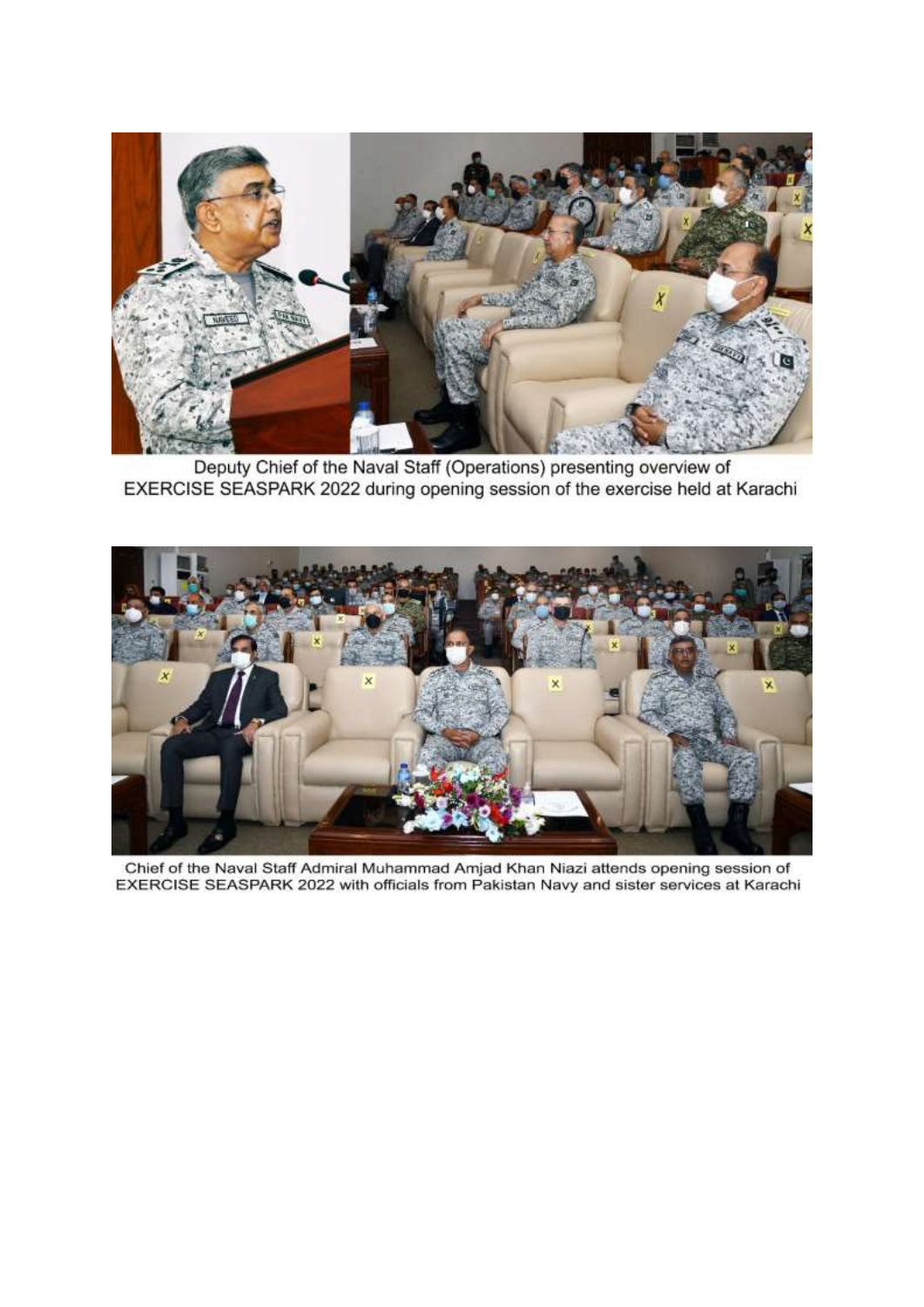Deputy Chief of the Naval Staff (Operations) presenting overview of EXERCISE SEASPARK 2022 during opening session of the exercise held at Karachi

Chief of the Naval Staff Admiral Muhammad Amjad Khan Niazi attends opening session of EXERCISE SEASPARK 2022 with officials from Pakistan Navy and sister services at Karachi